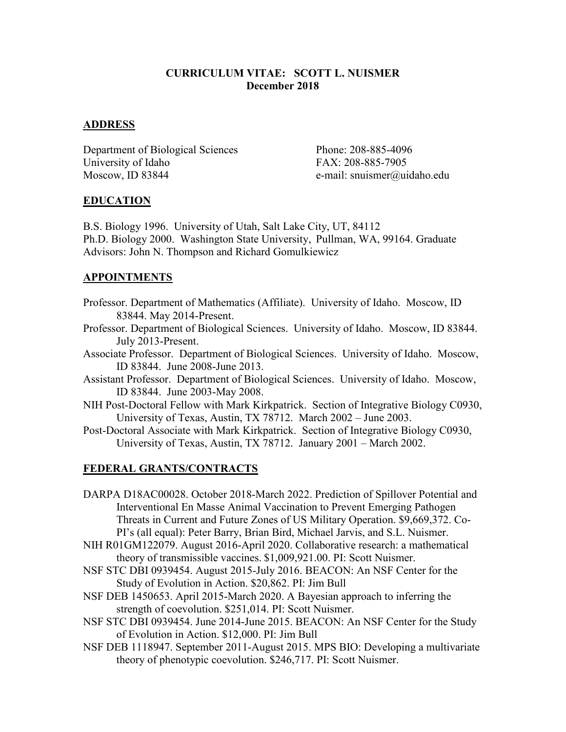# CURRICULUM VITAE: SCOTT L. NUISMER
**December 2018**

## ADDRESS

Department of Biological Sciences
University of Idaho
Moscow, ID 83844

Phone: 208-885-4096
FAX: 208-885-7905
e-mail: snuismer@uidaho.edu

## EDUCATION

B.S. Biology 1996. University of Utah, Salt Lake City, UT, 84112
Ph.D. Biology 2000. Washington State University, Pullman, WA, 99164. Graduate Advisors: John N. Thompson and Richard Gomulkiewicz

## APPOINTMENTS

Professor. Department of Mathematics (Affiliate). University of Idaho. Moscow, ID 83844. May 2014-Present.

Professor. Department of Biological Sciences. University of Idaho. Moscow, ID 83844. July 2013-Present.

Associate Professor. Department of Biological Sciences. University of Idaho. Moscow, ID 83844. June 2008-June 2013.

Assistant Professor. Department of Biological Sciences. University of Idaho. Moscow, ID 83844. June 2003-May 2008.

NIH Post-Doctoral Fellow with Mark Kirkpatrick. Section of Integrative Biology C0930, University of Texas, Austin, TX 78712. March 2002 – June 2003.

Post-Doctoral Associate with Mark Kirkpatrick. Section of Integrative Biology C0930, University of Texas, Austin, TX 78712. January 2001 – March 2002.

## FEDERAL GRANTS/CONTRACTS

DARPA D18AC00028. October 2018-March 2022. Prediction of Spillover Potential and Interventional En Masse Animal Vaccination to Prevent Emerging Pathogen Threats in Current and Future Zones of US Military Operation. $9,669,372. Co-PI's (all equal): Peter Barry, Brian Bird, Michael Jarvis, and S.L. Nuismer.

NIH R01GM122079. August 2016-April 2020. Collaborative research: a mathematical theory of transmissible vaccines. $1,009,921.00. PI: Scott Nuismer.

NSF STC DBI 0939454. August 2015-July 2016. BEACON: An NSF Center for the Study of Evolution in Action. $20,862. PI: Jim Bull

NSF DEB 1450653. April 2015-March 2020. A Bayesian approach to inferring the strength of coevolution. $251,014. PI: Scott Nuismer.

NSF STC DBI 0939454. June 2014-June 2015. BEACON: An NSF Center for the Study of Evolution in Action. $12,000. PI: Jim Bull

NSF DEB 1118947. September 2011-August 2015. MPS BIO: Developing a multivariate theory of phenotypic coevolution. $246,717. PI: Scott Nuismer.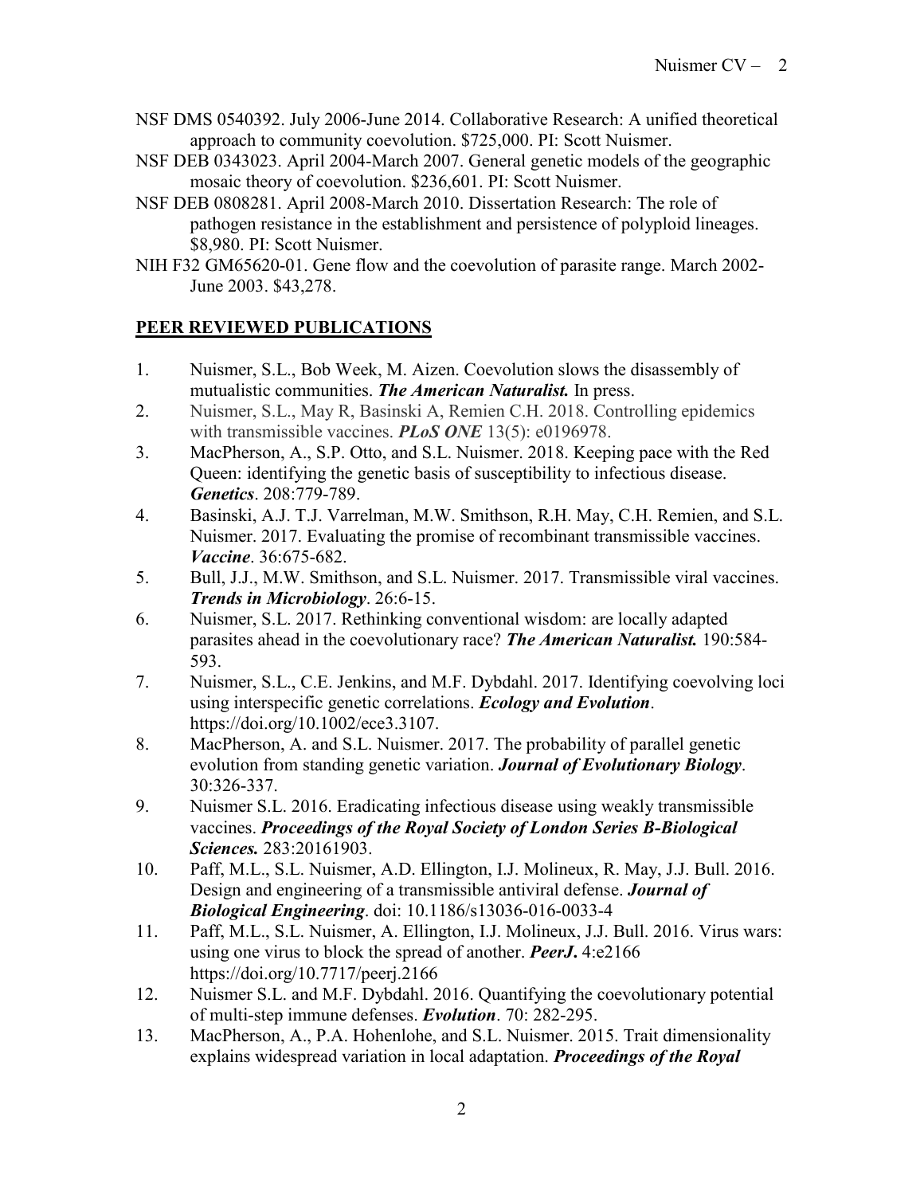NSF DMS 0540392. July 2006-June 2014. Collaborative Research: A unified theoretical approach to community coevolution. $725,000. PI: Scott Nuismer.

NSF DEB 0343023. April 2004-March 2007. General genetic models of the geographic mosaic theory of coevolution. $236,601. PI: Scott Nuismer.

NSF DEB 0808281. April 2008-March 2010. Dissertation Research: The role of pathogen resistance in the establishment and persistence of polyploid lineages. $8,980. PI: Scott Nuismer.

NIH F32 GM65620-01. Gene flow and the coevolution of parasite range. March 2002-June 2003. $43,278.

## PEER REVIEWED PUBLICATIONS

1. Nuismer, S.L., Bob Week, M. Aizen. Coevolution slows the disassembly of mutualistic communities. ***The American Naturalist.*** In press.
2. Nuismer, S.L., May R, Basinski A, Remien C.H. 2018. Controlling epidemics with transmissible vaccines. ***PLoS ONE*** 13(5): e0196978.
3. MacPherson, A., S.P. Otto, and S.L. Nuismer. 2018. Keeping pace with the Red Queen: identifying the genetic basis of susceptibility to infectious disease. ***Genetics***. 208:779-789.
4. Basinski, A.J. T.J. Varrelman, M.W. Smithson, R.H. May, C.H. Remien, and S.L. Nuismer. 2017. Evaluating the promise of recombinant transmissible vaccines. ***Vaccine***. 36:675-682.
5. Bull, J.J., M.W. Smithson, and S.L. Nuismer. 2017. Transmissible viral vaccines. ***Trends in Microbiology***. 26:6-15.
6. Nuismer, S.L. 2017. Rethinking conventional wisdom: are locally adapted parasites ahead in the coevolutionary race? ***The American Naturalist.*** 190:584-593.
7. Nuismer, S.L., C.E. Jenkins, and M.F. Dybdahl. 2017. Identifying coevolving loci using interspecific genetic correlations. ***Ecology and Evolution***. https://doi.org/10.1002/ece3.3107.
8. MacPherson, A. and S.L. Nuismer. 2017. The probability of parallel genetic evolution from standing genetic variation. ***Journal of Evolutionary Biology***. 30:326-337.
9. Nuismer S.L. 2016. Eradicating infectious disease using weakly transmissible vaccines. ***Proceedings of the Royal Society of London Series B-Biological Sciences.*** 283:20161903.
10. Paff, M.L., S.L. Nuismer, A.D. Ellington, I.J. Molineux, R. May, J.J. Bull. 2016. Design and engineering of a transmissible antiviral defense. ***Journal of Biological Engineering***. doi: 10.1186/s13036-016-0033-4
11. Paff, M.L., S.L. Nuismer, A. Ellington, I.J. Molineux, J.J. Bull. 2016. Virus wars: using one virus to block the spread of another. ***PeerJ*.** 4:e2166 https://doi.org/10.7717/peerj.2166
12. Nuismer S.L. and M.F. Dybdahl. 2016. Quantifying the coevolutionary potential of multi-step immune defenses. ***Evolution***. 70: 282-295.
13. MacPherson, A., P.A. Hohenlohe, and S.L. Nuismer. 2015. Trait dimensionality explains widespread variation in local adaptation. ***Proceedings of the Royal***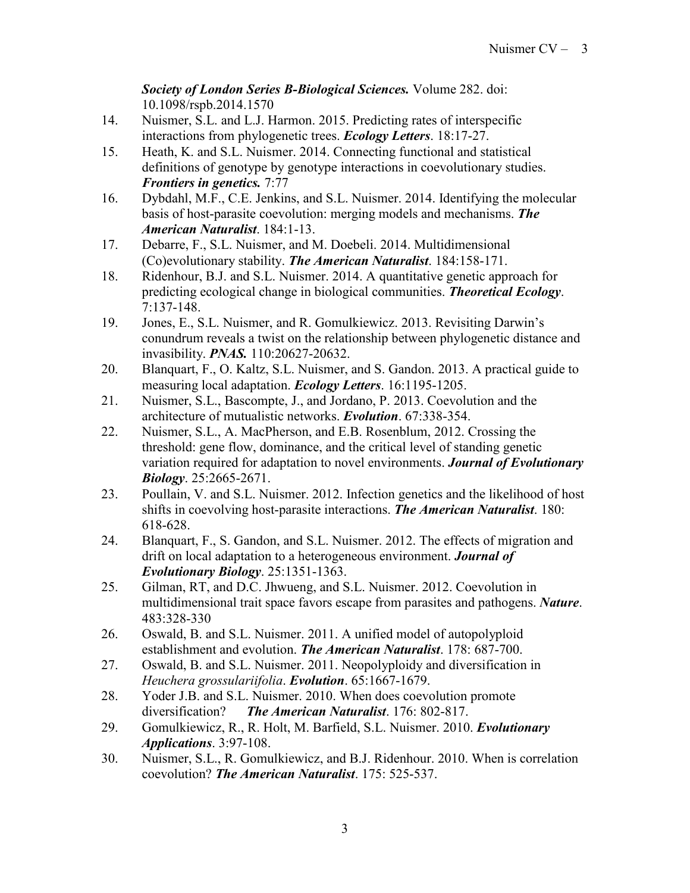***Society of London Series B-Biological Sciences.*** Volume 282. doi: 10.1098/rspb.2014.1570

14. Nuismer, S.L. and L.J. Harmon. 2015. Predicting rates of interspecific interactions from phylogenetic trees. ***Ecology Letters***. 18:17-27.
15. Heath, K. and S.L. Nuismer. 2014. Connecting functional and statistical definitions of genotype by genotype interactions in coevolutionary studies. ***Frontiers in genetics.*** 7:77
16. Dybdahl, M.F., C.E. Jenkins, and S.L. Nuismer. 2014. Identifying the molecular basis of host-parasite coevolution: merging models and mechanisms. ***The American Naturalist***. 184:1-13.
17. Debarre, F., S.L. Nuismer, and M. Doebeli. 2014. Multidimensional (Co)evolutionary stability. ***The American Naturalist***. 184:158-171.
18. Ridenhour, B.J. and S.L. Nuismer. 2014. A quantitative genetic approach for predicting ecological change in biological communities. ***Theoretical Ecology***. 7:137-148.
19. Jones, E., S.L. Nuismer, and R. Gomulkiewicz. 2013. Revisiting Darwin's conundrum reveals a twist on the relationship between phylogenetic distance and invasibility. ***PNAS.*** 110:20627-20632.
20. Blanquart, F., O. Kaltz, S.L. Nuismer, and S. Gandon. 2013. A practical guide to measuring local adaptation. ***Ecology Letters***. 16:1195-1205.
21. Nuismer, S.L., Bascompte, J., and Jordano, P. 2013. Coevolution and the architecture of mutualistic networks. ***Evolution***. 67:338-354.
22. Nuismer, S.L., A. MacPherson, and E.B. Rosenblum, 2012. Crossing the threshold: gene flow, dominance, and the critical level of standing genetic variation required for adaptation to novel environments. ***Journal of Evolutionary Biology***. 25:2665-2671.
23. Poullain, V. and S.L. Nuismer. 2012. Infection genetics and the likelihood of host shifts in coevolving host-parasite interactions. ***The American Naturalist***. 180: 618-628.
24. Blanquart, F., S. Gandon, and S.L. Nuismer. 2012. The effects of migration and drift on local adaptation to a heterogeneous environment. ***Journal of Evolutionary Biology***. 25:1351-1363.
25. Gilman, RT, and D.C. Jhwueng, and S.L. Nuismer. 2012. Coevolution in multidimensional trait space favors escape from parasites and pathogens. ***Nature***. 483:328-330
26. Oswald, B. and S.L. Nuismer. 2011. A unified model of autopolyploid establishment and evolution. ***The American Naturalist***. 178: 687-700.
27. Oswald, B. and S.L. Nuismer. 2011. Neopolyploidy and diversification in *Heuchera grossulariifolia*. ***Evolution***. 65:1667-1679.
28. Yoder J.B. and S.L. Nuismer. 2010. When does coevolution promote diversification? ***The American Naturalist***. 176: 802-817.
29. Gomulkiewicz, R., R. Holt, M. Barfield, S.L. Nuismer. 2010. ***Evolutionary Applications***. 3:97-108.
30. Nuismer, S.L., R. Gomulkiewicz, and B.J. Ridenhour. 2010. When is correlation coevolution? ***The American Naturalist***. 175: 525-537.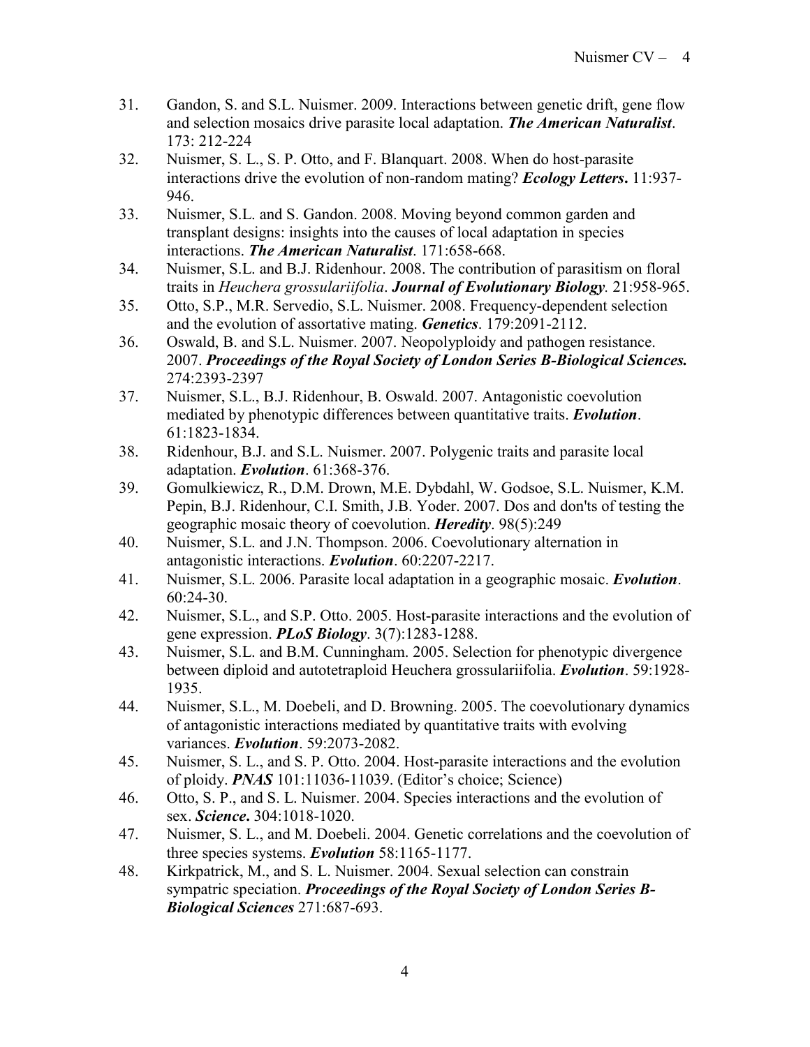31. Gandon, S. and S.L. Nuismer. 2009. Interactions between genetic drift, gene flow and selection mosaics drive parasite local adaptation. ***The American Naturalist***. 173: 212-224
32. Nuismer, S. L., S. P. Otto, and F. Blanquart. 2008. When do host-parasite interactions drive the evolution of non-random mating? ***Ecology Letters*****.** 11:937-946.
33. Nuismer, S.L. and S. Gandon. 2008. Moving beyond common garden and transplant designs: insights into the causes of local adaptation in species interactions. ***The American Naturalist***. 171:658-668.
34. Nuismer, S.L. and B.J. Ridenhour. 2008. The contribution of parasitism on floral traits in *Heuchera grossulariifolia*. ***Journal of Evolutionary Biology***. 21:958-965.
35. Otto, S.P., M.R. Servedio, S.L. Nuismer. 2008. Frequency-dependent selection and the evolution of assortative mating. ***Genetics***. 179:2091-2112.
36. Oswald, B. and S.L. Nuismer. 2007. Neopolyploidy and pathogen resistance. 2007. ***Proceedings of the Royal Society of London Series B-Biological Sciences.*** 274:2393-2397
37. Nuismer, S.L., B.J. Ridenhour, B. Oswald. 2007. Antagonistic coevolution mediated by phenotypic differences between quantitative traits. ***Evolution***. 61:1823-1834.
38. Ridenhour, B.J. and S.L. Nuismer. 2007. Polygenic traits and parasite local adaptation. ***Evolution***. 61:368-376.
39. Gomulkiewicz, R., D.M. Drown, M.E. Dybdahl, W. Godsoe, S.L. Nuismer, K.M. Pepin, B.J. Ridenhour, C.I. Smith, J.B. Yoder. 2007. Dos and don'ts of testing the geographic mosaic theory of coevolution. ***Heredity***. 98(5):249
40. Nuismer, S.L. and J.N. Thompson. 2006. Coevolutionary alternation in antagonistic interactions. ***Evolution***. 60:2207-2217.
41. Nuismer, S.L. 2006. Parasite local adaptation in a geographic mosaic. ***Evolution***. 60:24-30.
42. Nuismer, S.L., and S.P. Otto. 2005. Host-parasite interactions and the evolution of gene expression. ***PLoS Biology***. 3(7):1283-1288.
43. Nuismer, S.L. and B.M. Cunningham. 2005. Selection for phenotypic divergence between diploid and autotetraploid Heuchera grossulariifolia. ***Evolution***. 59:1928-1935.
44. Nuismer, S.L., M. Doebeli, and D. Browning. 2005. The coevolutionary dynamics of antagonistic interactions mediated by quantitative traits with evolving variances. ***Evolution***. 59:2073-2082.
45. Nuismer, S. L., and S. P. Otto. 2004. Host-parasite interactions and the evolution of ploidy. ***PNAS*** 101:11036-11039. (Editor's choice; Science)
46. Otto, S. P., and S. L. Nuismer. 2004. Species interactions and the evolution of sex. ***Science*****.** 304:1018-1020.
47. Nuismer, S. L., and M. Doebeli. 2004. Genetic correlations and the coevolution of three species systems. ***Evolution*** 58:1165-1177.
48. Kirkpatrick, M., and S. L. Nuismer. 2004. Sexual selection can constrain sympatric speciation. ***Proceedings of the Royal Society of London Series B-Biological Sciences*** 271:687-693.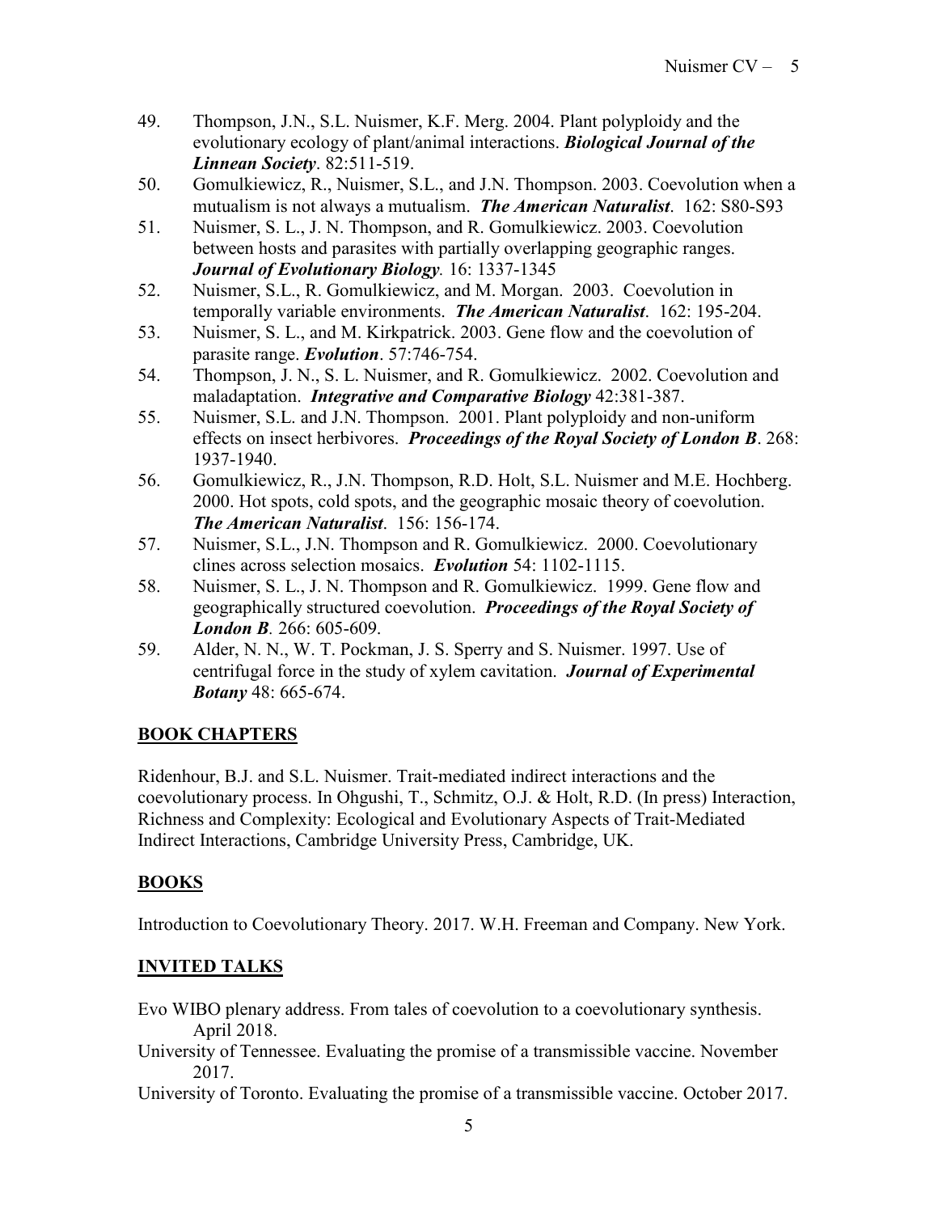49. Thompson, J.N., S.L. Nuismer, K.F. Merg. 2004. Plant polyploidy and the evolutionary ecology of plant/animal interactions. ***Biological Journal of the Linnean Society***. 82:511-519.
50. Gomulkiewicz, R., Nuismer, S.L., and J.N. Thompson. 2003. Coevolution when a mutualism is not always a mutualism. ***The American Naturalist***. 162: S80-S93
51. Nuismer, S. L., J. N. Thompson, and R. Gomulkiewicz. 2003. Coevolution between hosts and parasites with partially overlapping geographic ranges. ***Journal of Evolutionary Biology***. 16: 1337-1345
52. Nuismer, S.L., R. Gomulkiewicz, and M. Morgan. 2003. Coevolution in temporally variable environments. ***The American Naturalist***. 162: 195-204.
53. Nuismer, S. L., and M. Kirkpatrick. 2003. Gene flow and the coevolution of parasite range. ***Evolution***. 57:746-754.
54. Thompson, J. N., S. L. Nuismer, and R. Gomulkiewicz. 2002. Coevolution and maladaptation. ***Integrative and Comparative Biology*** 42:381-387.
55. Nuismer, S.L. and J.N. Thompson. 2001. Plant polyploidy and non-uniform effects on insect herbivores. ***Proceedings of the Royal Society of London B***. 268: 1937-1940.
56. Gomulkiewicz, R., J.N. Thompson, R.D. Holt, S.L. Nuismer and M.E. Hochberg. 2000. Hot spots, cold spots, and the geographic mosaic theory of coevolution. ***The American Naturalist***. 156: 156-174.
57. Nuismer, S.L., J.N. Thompson and R. Gomulkiewicz. 2000. Coevolutionary clines across selection mosaics. ***Evolution*** 54: 1102-1115.
58. Nuismer, S. L., J. N. Thompson and R. Gomulkiewicz. 1999. Gene flow and geographically structured coevolution. ***Proceedings of the Royal Society of London B***. 266: 605-609.
59. Alder, N. N., W. T. Pockman, J. S. Sperry and S. Nuismer. 1997. Use of centrifugal force in the study of xylem cavitation. ***Journal of Experimental Botany*** 48: 665-674.

## BOOK CHAPTERS

Ridenhour, B.J. and S.L. Nuismer. Trait-mediated indirect interactions and the coevolutionary process. In Ohgushi, T., Schmitz, O.J. & Holt, R.D. (In press) Interaction, Richness and Complexity: Ecological and Evolutionary Aspects of Trait-Mediated Indirect Interactions, Cambridge University Press, Cambridge, UK.

## BOOKS

Introduction to Coevolutionary Theory. 2017. W.H. Freeman and Company. New York.

## INVITED TALKS

Evo WIBO plenary address. From tales of coevolution to a coevolutionary synthesis. April 2018.

University of Tennessee. Evaluating the promise of a transmissible vaccine. November 2017.

University of Toronto. Evaluating the promise of a transmissible vaccine. October 2017.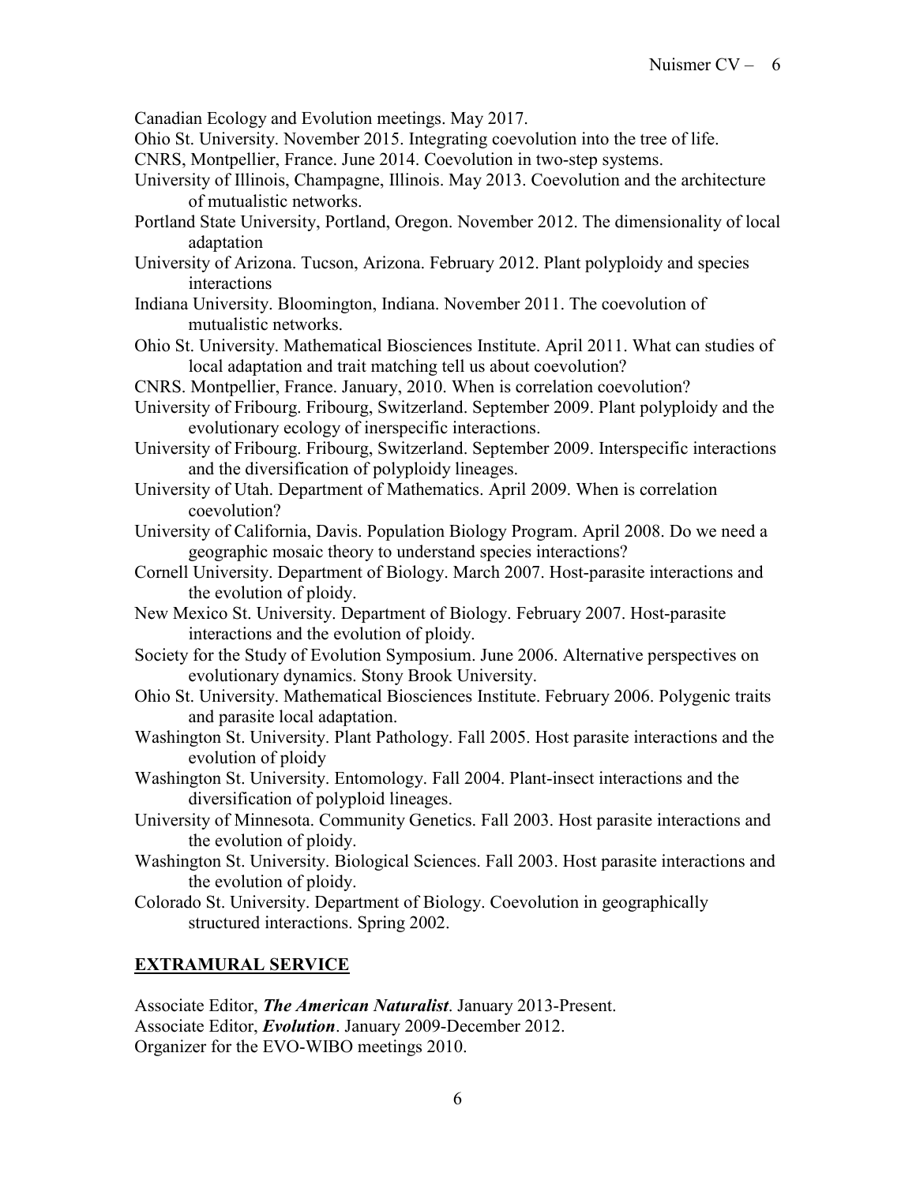Canadian Ecology and Evolution meetings. May 2017.

Ohio St. University. November 2015. Integrating coevolution into the tree of life.

CNRS, Montpellier, France. June 2014. Coevolution in two-step systems.

University of Illinois, Champagne, Illinois. May 2013. Coevolution and the architecture of mutualistic networks.

Portland State University, Portland, Oregon. November 2012. The dimensionality of local adaptation

University of Arizona. Tucson, Arizona. February 2012. Plant polyploidy and species interactions

Indiana University. Bloomington, Indiana. November 2011. The coevolution of mutualistic networks.

Ohio St. University. Mathematical Biosciences Institute. April 2011. What can studies of local adaptation and trait matching tell us about coevolution?

CNRS. Montpellier, France. January, 2010. When is correlation coevolution?

University of Fribourg. Fribourg, Switzerland. September 2009. Plant polyploidy and the evolutionary ecology of inerspecific interactions.

University of Fribourg. Fribourg, Switzerland. September 2009. Interspecific interactions and the diversification of polyploidy lineages.

University of Utah. Department of Mathematics. April 2009. When is correlation coevolution?

University of California, Davis. Population Biology Program. April 2008. Do we need a geographic mosaic theory to understand species interactions?

Cornell University. Department of Biology. March 2007. Host-parasite interactions and the evolution of ploidy.

New Mexico St. University. Department of Biology. February 2007. Host-parasite interactions and the evolution of ploidy.

Society for the Study of Evolution Symposium. June 2006. Alternative perspectives on evolutionary dynamics. Stony Brook University.

Ohio St. University. Mathematical Biosciences Institute. February 2006. Polygenic traits and parasite local adaptation.

Washington St. University. Plant Pathology. Fall 2005. Host parasite interactions and the evolution of ploidy

Washington St. University. Entomology. Fall 2004. Plant-insect interactions and the diversification of polyploid lineages.

University of Minnesota. Community Genetics. Fall 2003. Host parasite interactions and the evolution of ploidy.

Washington St. University. Biological Sciences. Fall 2003. Host parasite interactions and the evolution of ploidy.

Colorado St. University. Department of Biology. Coevolution in geographically structured interactions. Spring 2002.

## EXTRAMURAL SERVICE

Associate Editor, ***The American Naturalist***. January 2013-Present.

Associate Editor, ***Evolution***. January 2009-December 2012.

Organizer for the EVO-WIBO meetings 2010.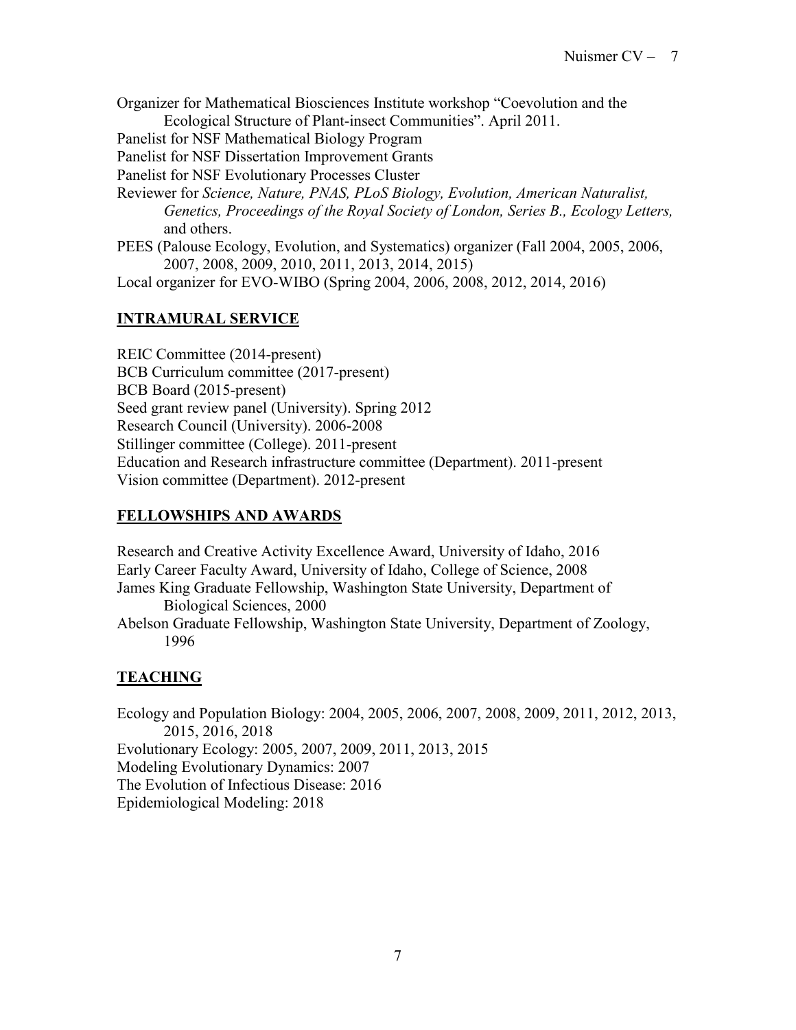Organizer for Mathematical Biosciences Institute workshop “Coevolution and the Ecological Structure of Plant-insect Communities”. April 2011.
Panelist for NSF Mathematical Biology Program
Panelist for NSF Dissertation Improvement Grants
Panelist for NSF Evolutionary Processes Cluster
Reviewer for *Science, Nature, PNAS, PLoS Biology, Evolution, American Naturalist, Genetics, Proceedings of the Royal Society of London, Series B., Ecology Letters,* and others.
PEES (Palouse Ecology, Evolution, and Systematics) organizer (Fall 2004, 2005, 2006, 2007, 2008, 2009, 2010, 2011, 2013, 2014, 2015)
Local organizer for EVO-WIBO (Spring 2004, 2006, 2008, 2012, 2014, 2016)

## INTRAMURAL SERVICE

REIC Committee (2014-present)
BCB Curriculum committee (2017-present)
BCB Board (2015-present)
Seed grant review panel (University). Spring 2012
Research Council (University). 2006-2008
Stillinger committee (College). 2011-present
Education and Research infrastructure committee (Department). 2011-present
Vision committee (Department). 2012-present

## FELLOWSHIPS AND AWARDS

Research and Creative Activity Excellence Award, University of Idaho, 2016
Early Career Faculty Award, University of Idaho, College of Science, 2008
James King Graduate Fellowship, Washington State University, Department of Biological Sciences, 2000
Abelson Graduate Fellowship, Washington State University, Department of Zoology, 1996

## TEACHING

Ecology and Population Biology: 2004, 2005, 2006, 2007, 2008, 2009, 2011, 2012, 2013, 2015, 2016, 2018
Evolutionary Ecology: 2005, 2007, 2009, 2011, 2013, 2015
Modeling Evolutionary Dynamics: 2007
The Evolution of Infectious Disease: 2016
Epidemiological Modeling: 2018